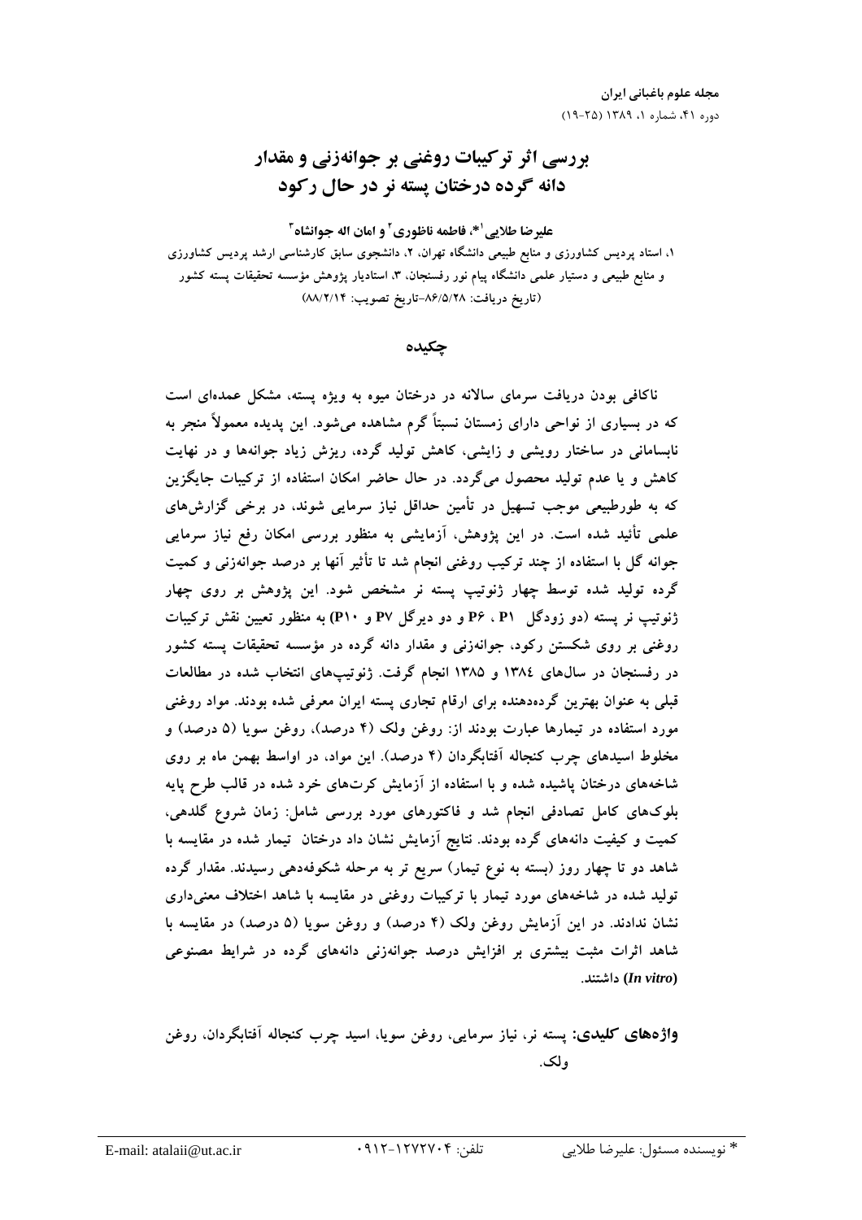# بررسی اثر ترکیبات روغنی بر جوانه‌زنی و مقدار دانه گرده درختان پسته نر در حال رکود

**علیرضا طلایی[1]*، فاطمه ناظوری[2] و امان اله جوانشاه[3]**

۱، استاد پردیس کشاورزی و منابع طبیعی دانشگاه تهران، ۲، دانشجوی سابق کارشناسی ارشد پردیس کشاورزی و منابع طبیعی و دستیار علمی دانشگاه پیام نور رفسنجان، ۳، استادیار پژوهش مؤسسه تحقیقات پسته کشور

(تاریخ دریافت: ۸۶/۵/۲۸-تاریخ تصویب: ۸۸/۲/۱۴)

## چکیده

ناکافی بودن دریافت سرمای سالانه در درختان میوه به ویژه پسته، مشکل عمده‌ای است که در بسیاری از نواحی دارای زمستان نسبتاً گرم مشاهده می‌شود. این پدیده معمولاً منجر به نابسامانی در ساختار رویشی و زایشی، کاهش تولید گرده، ریزش زیاد جوانه‌ها و در نهایت کاهش و یا عدم تولید محصول می‌گردد. در حال حاضر امکان استفاده از ترکیبات جایگزین که به طورطبیعی موجب تسهیل در تأمین حداقل نیاز سرمایی شوند، در برخی گزارش‌های علمی تأئید شده است. در این پژوهش، آزمایشی به منظور بررسی امکان رفع نیاز سرمایی جوانه گل با استفاده از چند ترکیب روغنی انجام شد تا تأثیر آنها بر درصد جوانه‌زنی و کمیت گرده تولید شده توسط چهار ژنوتیپ پسته نر مشخص شود. این پژوهش بر روی چهار ژنوتیپ نر پسته (دو زودگل P1 ، P6 و دو دیرگل P7 و P10) به منظور تعیین نقش ترکیبات روغنی بر روی شکستن رکود، جوانه‌زنی و مقدار دانه گرده در مؤسسه تحقیقات پسته کشور در رفسنجان در سال‌های ۱۳۸۴ و ۱۳۸۵ انجام گرفت. ژنوتیپ‌های انتخاب شده در مطالعات قبلی به عنوان بهترین گرده‌دهنده برای ارقام تجاری پسته ایران معرفی شده بودند. مواد روغنی مورد استفاده در تیمارها عبارت بودند از: روغن ولک (۴ درصد)، روغن سویا (۵ درصد) و مخلوط اسیدهای چرب کنجاله آفتابگردان (۴ درصد). این مواد، در اواسط بهمن ماه بر روی شاخه‌های درختان پاشیده شده و با استفاده از آزمایش کرت‌های خرد شده در قالب طرح پایه بلوک‌های کامل تصادفی انجام شد و فاکتورهای مورد بررسی شامل: زمان شروع گلدهی، کمیت و کیفیت دانه‌های گرده بودند. نتایج آزمایش نشان داد درختان تیمار شده در مقایسه با شاهد دو تا چهار روز (بسته به نوع تیمار) سریع تر به مرحله شکوفه‌دهی رسیدند. مقدار گرده تولید شده در شاخه‌های مورد تیمار با ترکیبات روغنی در مقایسه با شاهد اختلاف معنی‌داری نشان ندادند. در این آزمایش روغن ولک (۴ درصد) و روغن سویا (۵ درصد) در مقایسه با شاهد اثرات مثبت بیشتری بر افزایش درصد جوانه‌زنی دانه‌های گرده در شرایط مصنوعی (*In vitro*) داشتند.

**واژه‌های کلیدی:** پسته نر، نیاز سرمایی، روغن سویا، اسید چرب کنجاله آفتابگردان، روغن ولک.

---

* نویسنده مسئول: علیرضا طلایی تلفن: ۰۹۱۲-۱۲۷۲۷۰۴ E-mail: atalaii@ut.ac.ir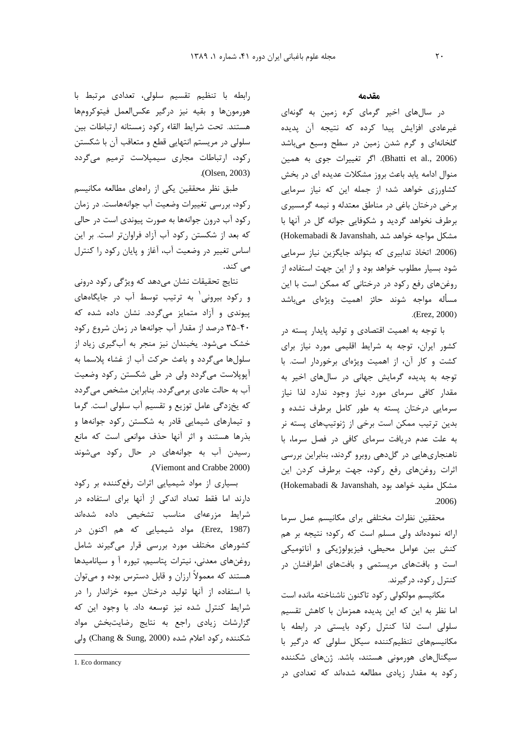## مقدمه

در سال‌های اخیر گرمای کره زمین به گونه‌ای غیرعادی افزایش پیدا کرده که نتیجه آن پدیده گلخانه‌ای و گرم شدن زمین در سطح وسیع می‌باشد (Bhatti et al., 2006). اگر تغییرات جوی به همین منوال ادامه یابد باعث بروز مشکلات عدیده ای در بخش کشاورزی خواهد شد؛ از جمله این که نیاز سرمایی برخی درختان باغی در مناطق معتدله و نیمه گرمسیری برطرف نخواهد گردید و شکوفایی جوانه گل در آنها با مشکل مواجه خواهد شد (Hokemabadi & Javanshah, 2006). اتخاذ تدابیری که بتواند جایگزین نیاز سرمایی شود بسیار مطلوب خواهد بود و از این جهت استفاده از روغن‌های رفع رکود در درختانی که ممکن است با این مسأله مواجه شوند حائز اهمیت ویژه‌ای می‌باشد (Erez, 2000).

با توجه به اهمیت اقتصادی و تولید پایدار پسته در کشور ایران، توجه به شرایط اقلیمی مورد نیاز برای کشت و کار آن، از اهمیت ویژه‌ای برخوردار است. با توجه به پدیده گرمایش جهانی در سال‌های اخیر به مقدار کافی سرمای مورد نیاز وجود ندارد لذا نیاز سرمایی درختان پسته به طور کامل برطرف نشده و بدین ترتیب ممکن است برخی از ژنوتیپ‌های پسته نر به علت عدم دریافت سرمای کافی در فصل سرما، با ناهنجاری‌هایی در گل‌دهی روبرو گردند، بنابراین بررسی اثرات روغن‌های رفع رکود، جهت برطرف کردن این مشکل مفید خواهد بود (Hokemabadi & Javanshah, 2006).

محققین نظرات مختلفی برای مکانیسم عمل سرما ارائه نموده‌اند ولی مسلم است که رکود؛ نتیجه بر هم کنش بین عوامل محیطی، فیزیولوژیکی و آناتومیکی است و بافت‌های مریستمی و بافت‌های اطرافشان در کنترل رکود، درگیرند.

مکانیسم مولکولی رکود تاکنون ناشناخته مانده است اما نظر به این که این پدیده همزمان با کاهش تقسیم سلولی است لذا کنترل رکود بایستی در رابطه با مکانیسم‌های تنظیم‌کننده سیکل سلولی که درگیر با سیگنال‌های هورمونی هستند، باشد. ژن‌های شکننده رکود به مقدار زیادی مطالعه شده‌اند که تعدادی در رابطه با تنظیم تقسیم سلولی، تعدادی مرتبط با هورمون‌ها و بقیه نیز درگیر عکس‌العمل فیتوکروم‌ها هستند. تحت شرایط القاء رکود زمستانه ارتباطات بین سلولی در مریستم انتهایی قطع و متعاقب آن با شکستن رکود، ارتباطات مجاری سیمپلاست ترمیم می‌گردد (Olsen, 2003).

طبق نظر محققین یکی از راه‌های مطالعه مکانیسم رکود، بررسی تغییرات وضعیت آب جوانه‌هاست. در زمان رکود آب درون جوانه‌ها به صورت پیوندی است در حالی که بعد از شکستن رکود آب آزاد فراوان‌تر است. بر این اساس تغییر در وضعیت آب، آغاز و پایان رکود را کنترل می کند.

نتایج تحقیقات نشان می‌دهد که ویژگی رکود درونی و رکود بیرونی[1] به ترتیب توسط آب در جایگاه‌های پیوندی و آزاد متمایز می‌گردد. نشان داده شده که ۴۰-۳۵ درصد از مقدار آب جوانه‌ها در زمان شروع رکود خشک می‌شود. یخبندان نیز منجر به آب‌گیری زیاد از سلول‌ها می‌گردد و باعث حرکت آب از غشاء پلاسما به آپوپلاست می‌گردد ولی در طی شکستن رکود وضعیت آب به حالت عادی برمی‌گردد. بنابراین مشخص می‌گردد که یخ‌زدگی عامل توزیع و تقسیم آب سلولی است. گرما و تیمارهای شیمیایی قادر به شکستن رکود جوانه‌ها و بذرها هستند و اثر آنها حذف موانعی است که مانع رسیدن آب به جوانه‌های در حال رکود می‌شوند (Viemont and Crabbe 2000).

بسیاری از مواد شیمیایی اثرات رفع‌کننده بر رکود دارند اما فقط تعداد اندکی از آنها برای استفاده در شرایط مزرعه‌ای مناسب تشخیص داده شده‌اند (Erez, 1987). مواد شیمیایی که هم اکنون در کشورهای مختلف مورد بررسی قرار می‌گیرند شامل روغن‌های معدنی، نیترات پتاسیم، تیوره آ و سیانامیدها هستند که معمولاً ارزان و قابل دسترس بوده و می‌توان با استفاده از آنها تولید درختان میوه خزاندار را در شرایط کنترل شده نیز توسعه داد. با وجود این که گزارشات زیادی راجع به نتایج رضایت‌بخش مواد شکننده رکود اعلام شده (Chang & Sung, 2000) ولی

---

1. Eco dormancy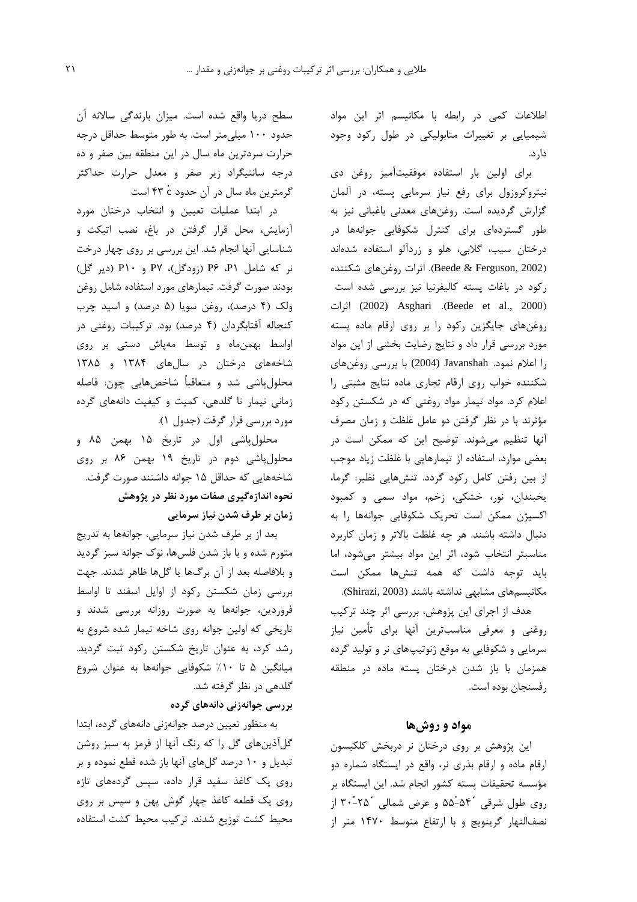اطلاعات کمی در رابطه با مکانیسم اثر این مواد شیمیایی بر تغییرات متابولیکی در طول رکود وجود دارد.

برای اولین بار استفاده موفقیت‌آمیز روغن دی نیتروکروزول برای رفع نیاز سرمایی پسته، در آلمان گزارش گردیده است. روغن‌های معدنی باغبانی نیز به طور گسترده‌ای برای کنترل شکوفایی جوانه‌ها در درختان سیب، گلابی، هلو و زردآلو استفاده شده‌اند (Beede & Ferguson, 2002). اثرات روغن‌های شکننده رکود در باغات پسته کالیفرنیا نیز بررسی شده است (Beede et al., 2000). Asghari (2002) اثرات روغن‌های جایگزین رکود را بر روی ارقام ماده پسته مورد بررسی قرار داد و نتایج رضایت بخشی از این مواد را اعلام نمود. Javanshah (2004) با بررسی روغن‌های شکننده خواب روی ارقام تجاری ماده نتایج مثبتی را اعلام کرد. مواد تیمار مواد روغنی که در شکستن رکود مؤثرند با در نظر گرفتن دو عامل غلظت و زمان مصرف آنها تنظیم می‌شوند. توضیح این که ممکن است در بعضی موارد، استفاده از تیمارهایی با غلظت زیاد موجب از بین رفتن کامل رکود گردد. تنش‌هایی نظیر: گرما، یخبندان، نور، خشکی، زخم، مواد سمی و کمبود اکسیژن ممکن است تحریک شکوفایی جوانه‌ها را به دنبال داشته باشند. هر چه غلظت بالاتر و زمان کاربرد مناسبتر انتخاب شود، اثر این مواد بیشتر می‌شود، اما باید توجه داشت که همه تنش‌ها ممکن است مکانیسم‌های مشابهی نداشته باشند (Shirazi, 2003).

هدف از اجرای این پژوهش، بررسی اثر چند ترکیب روغنی و معرفی مناسب‌ترین آنها برای تأمین نیاز سرمایی و شکوفایی به موقع ژنوتیپ‌های نر و تولید گرده همزمان با باز شدن درختان پسته ماده در منطقه رفسنجان بوده است.

## مواد و روش‌ها

این پژوهش بر روی درختان نر دربخش کلکسیون ارقام ماده و ارقام بذری نر، واقع در ایستگاه شماره دو مؤسسه تحقیقات پسته کشور انجام شد. این ایستگاه بر روی طول شرقی ˊ۵۴-ْ۵۵ و عرض شمالی ˊ۲۵-ْ۳۰ از نصف‌النهار گرینویچ و با ارتفاع متوسط ۱۴۷۰ متر از سطح دریا واقع شده است. میزان بارندگی سالانه آن حدود ۱۰۰ میلی‌متر است. به طور متوسط حداقل درجه حرارت سردترین ماه سال در این منطقه بین صفر و ده درجه سانتیگراد زیر صفر و معدل حرارت حداکثر گرمترین ماه سال در آن حدود ۴۳ $^{\circ}c$ است

در ابتدا عملیات تعیین و انتخاب درختان مورد آزمایش، محل قرار گرفتن در باغ، نصب اتیکت و شناسایی آنها انجام شد. این بررسی بر روی چهار درخت نر که شامل P1، P6 (زودگل)، P7 و P10 (دیر گل) بودند صورت گرفت. تیمارهای مورد استفاده شامل روغن ولک (۴ درصد)، روغن سویا (۵ درصد) و اسید چرب کنجاله آفتابگردان (۴ درصد) بود. ترکیبات روغنی در اواسط بهمن‌ماه و توسط مه‌پاش دستی بر روی شاخه‌های درختان در سال‌های ۱۳۸۴ و ۱۳۸۵ محلول‌پاشی شد و متعاقباً شاخص‌هایی چون: فاصله زمانی تیمار تا گلدهی، کمیت و کیفیت دانه‌های گرده مورد بررسی قرار گرفت (جدول ۱).

محلول‌پاشی اول در تاریخ ۱۵ بهمن ۸۵ و محلول‌پاشی دوم در تاریخ ۱۹ بهمن ۸۶ بر روی شاخه‌هایی که حداقل ۱۵ جوانه داشتند صورت گرفت.

### نحوه اندازه‌گیری صفات مورد نظر در پژوهش

### زمان بر طرف شدن نیاز سرمایی

بعد از بر طرف شدن نیاز سرمایی، جوانه‌ها به تدریج متورم شده و با باز شدن فلس‌ها، نوک جوانه سبز گردید و بلافاصله بعد از آن برگ‌ها یا گل‌ها ظاهر شدند. جهت بررسی زمان شکستن رکود از اوایل اسفند تا اواسط فروردین، جوانه‌ها به صورت روزانه بررسی شدند و تاریخی که اولین جوانه روی شاخه تیمار شده شروع به رشد کرد، به عنوان تاریخ شکستن رکود ثبت گردید. میانگین ۵ تا ۱۰٪ شکوفایی جوانه‌ها به عنوان شروع گلدهی در نظر گرفته شد.

### بررسی جوانه‌زنی دانه‌های گرده

به منظور تعیین درصد جوانه‌زنی دانه‌های گرده، ابتدا گل‌آذین‌های گل را که رنگ آنها از قرمز به سبز روشن تبدیل و ۱۰ درصد گل‌های آنها باز شده قطع نموده و بر روی یک کاغذ سفید قرار داده، سپس گرده‌های تازه روی یک قطعه کاغذ چهار گوش پهن و سپس بر روی محیط کشت توزیع شدند. ترکیب محیط کشت استفاده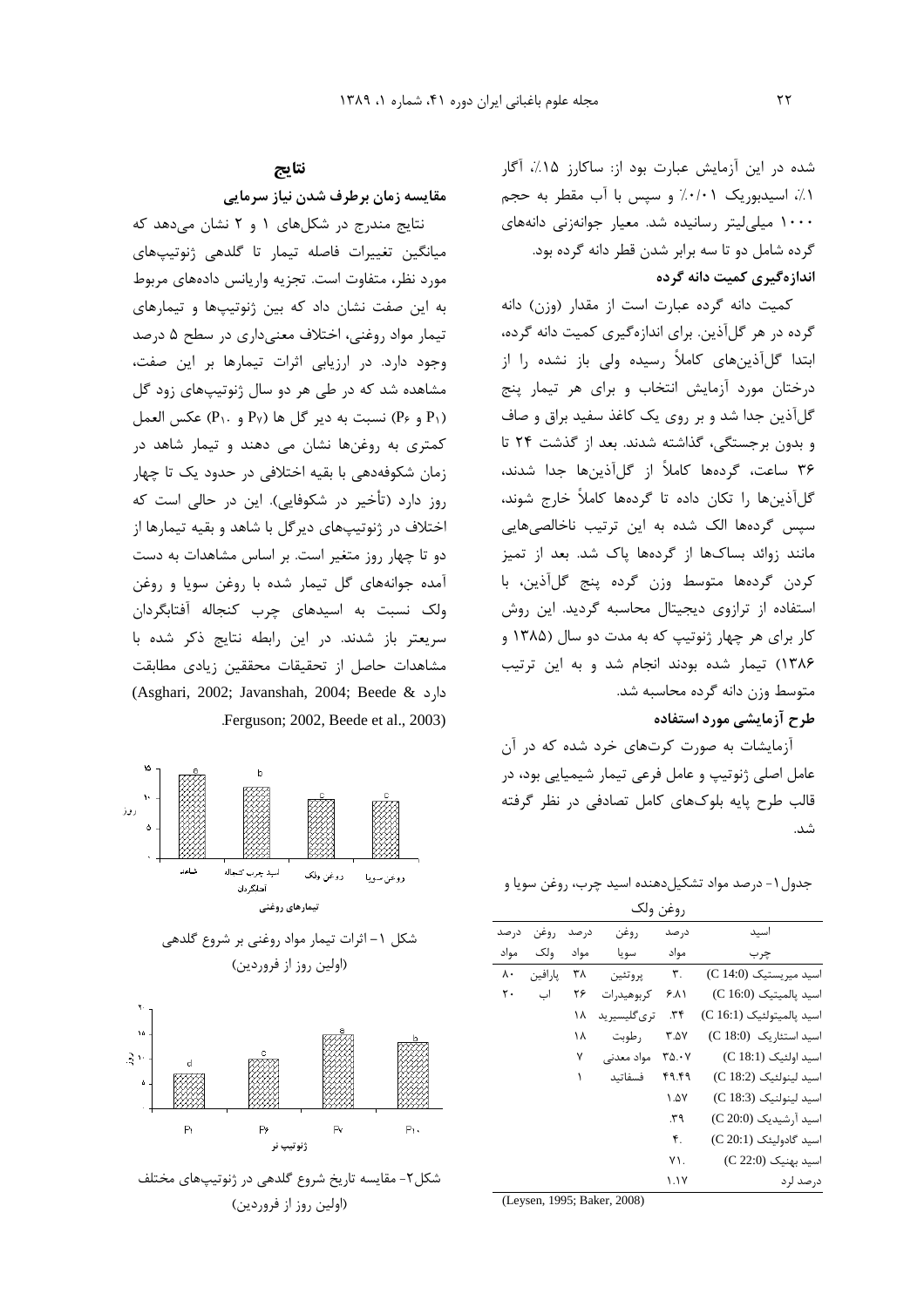شده در این آزمایش عبارت بود از: ساکارز ۱۵٪، آگار ۱٪، اسیدبوریک ۰/۰۱٪ و سپس با آب مقطر به حجم ۱۰۰۰ میلی‌لیتر رسانیده شد. معیار جوانه‌زنی دانه‌های گرده شامل دو تا سه برابر شدن قطر دانه گرده بود.

**اندازه‌گیری کمیت دانه گرده**

کمیت دانه گرده عبارت است از مقدار (وزن) دانه گرده در هر گل‌آذین. برای اندازه‌گیری کمیت دانه گرده، ابتدا گل‌آذین‌های کاملاً رسیده ولی باز نشده را از درختان مورد آزمایش انتخاب و برای هر تیمار پنج گل‌آذین جدا شد و بر روی یک کاغذ سفید براق و صاف و بدون برجستگی، گذاشته شدند. بعد از گذشت ۲۴ تا ۳۶ ساعت، گرده‌ها کاملاً از گل‌آذین‌ها جدا شدند، گل‌آذین‌ها را تکان داده تا گرده‌ها کاملاً خارج شوند، سپس گرده‌ها الک شده به این ترتیب ناخالصی‌هایی مانند زوائد بساک‌ها از گرده‌ها پاک شد. بعد از تمیز کردن گرده‌ها متوسط وزن گرده پنج گل‌آذین، با استفاده از ترازوی دیجیتال محاسبه گردید. این روش کار برای هر چهار ژنوتیپ که به مدت دو سال (۱۳۸۵ و ۱۳۸۶) تیمار شده بودند انجام شد و به این ترتیب متوسط وزن دانه گرده محاسبه شد.

**طرح آزمایشی مورد استفاده**

آزمایشات به صورت کرت‌های خرد شده که در آن عامل اصلی ژنوتیپ و عامل فرعی تیمار شیمیایی بود، در قالب طرح پایه بلوک‌های کامل تصادفی در نظر گرفته شد.

جدول ۱- درصد مواد تشکیل‌دهنده اسید چرب، روغن سویا و روغن ولک

| اسید چرب | درصد مواد | روغن سویا | درصد مواد | روغن ولک | درصد مواد |
|---|---|---|---|---|---|
| اسید میریستیک (C 14:0) | ۰.۳ | پروتئین | ۳۸ | پارافین | ۸۰ |
| اسید پالمیتیک (C 16:0) | ۶.۸۱ | کربوهیدرات | ۲۶ | آب | ۲۰ |
| اسید پالمیتولئیک (C 16:1) | ۰.۳۴ | تری‌گلیسرید | ۱۸ | | |
| اسید استئاریک (C 18:0) | ۳.۵۷ | رطوبت | ۱۸ | | |
| اسید اولئیک (C 18:1) | ۳۵.۰۷ | مواد معدنی | ۷ | | |
| اسید لینولئیک (C 18:2) | ۴۹.۴۹ | فسفاتید | ۱ | | |
| اسید لینولنیک (C 18:3) | ۱.۵۷ | | | | |
| اسید آرشیدیک (C 20:0) | ۰.۳۹ | | | | |
| اسید گادولیئک (C 20:1) | ۰.۴ | | | | |
| اسید بهنیک (C 22:0) | ۰.۷۱ | | | | |
| درصد لرد | ۱.۱۷ | | | | |

(Leysen, 1995; Baker, 2008)

## نتایج

**مقایسه زمان برطرف شدن نیاز سرمایی**

نتایج مندرج در شکل‌های ۱ و ۲ نشان می‌دهد که میانگین تغییرات فاصله تیمار تا گلدهی ژنوتیپ‌های مورد نظر، متفاوت است. تجزیه واریانس داده‌های مربوط به این صفت نشان داد که بین ژنوتیپ‌ها و تیمارهای تیمار مواد روغنی، اختلاف معنی‌داری در سطح ۵ درصد وجود دارد. در ارزیابی اثرات تیمارها بر این صفت، مشاهده شد که در طی هر دو سال ژنوتیپ‌های زود گل ($P_1$ و $P_6$) نسبت به دیر گل ها ($P_7$ و $P_{10}$) عکس العمل کمتری به روغن‌ها نشان می دهند و تیمار شاهد در زمان شکوفه‌دهی با بقیه اختلافی در حدود یک تا چهار روز دارد (تأخیر در شکوفایی). این در حالی است که اختلاف در ژنوتیپ‌های دیرگل با شاهد و بقیه تیمارها از دو تا چهار روز متغیر است. بر اساس مشاهدات به دست آمده جوانه‌های گل تیمار شده با روغن سویا و روغن ولک نسبت به اسیدهای چرب کنجاله آفتابگردان سریعتر باز شدند. در این رابطه نتایج ذکر شده با مشاهدات حاصل از تحقیقات محققین زیادی مطابقت دارد (Asghari, 2002; Javanshah, 2004; Beede & Ferguson; 2002, Beede et al., 2003).

شکل ۱- اثرات تیمار مواد روغنی بر شروع گلدهی (اولین روز از فروردین)

شکل ۲- مقایسه تاریخ شروع گلدهی در ژنوتیپ‌های مختلف (اولین روز از فروردین)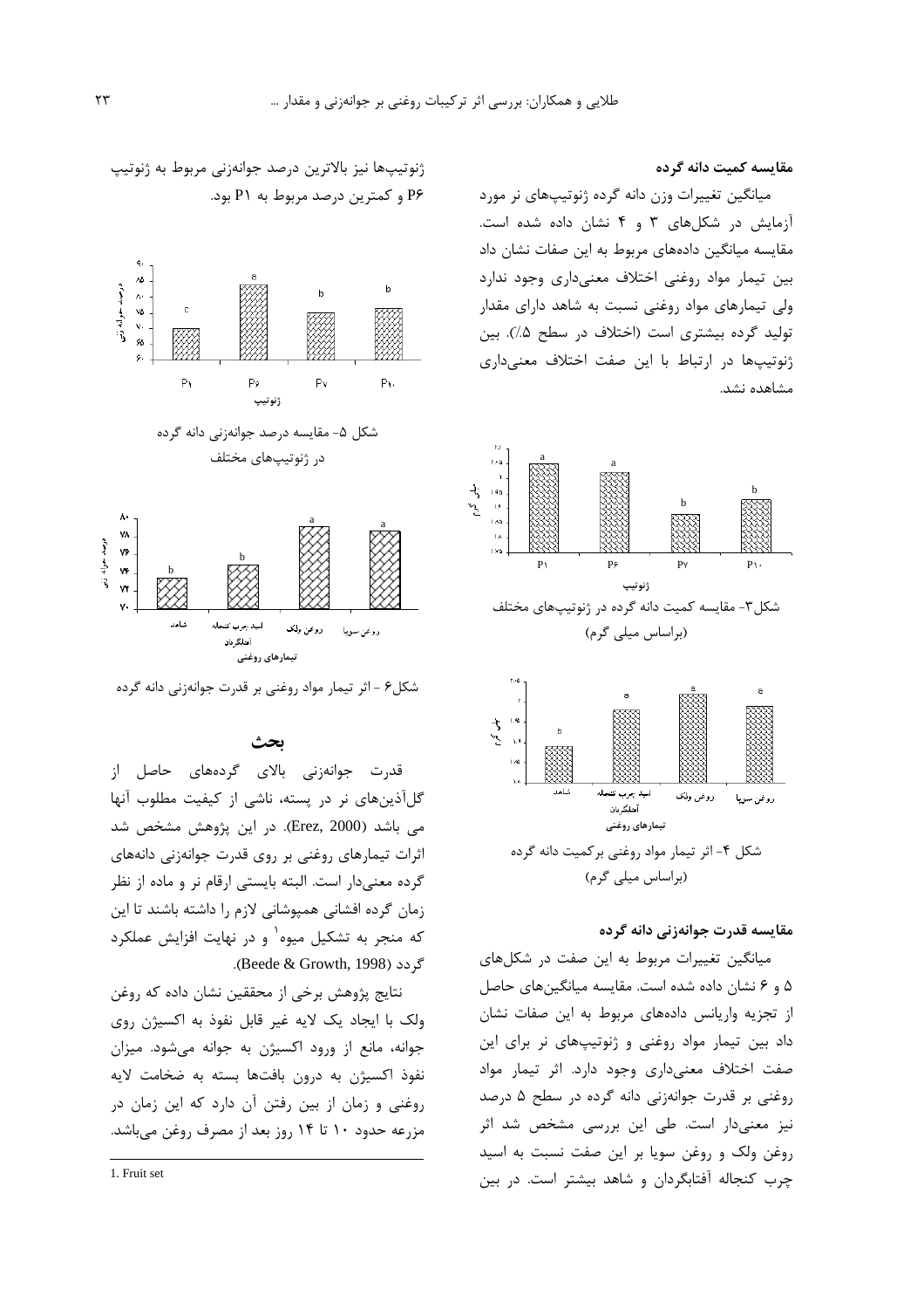### مقایسه کمیت دانه گرده

میانگین تغییرات وزن دانه گرده ژنوتیپ‌های نر مورد آزمایش در شکل‌های ۳ و ۴ نشان داده شده است. مقایسه میانگین داده‌های مربوط به این صفات نشان داد بین تیمار مواد روغنی اختلاف معنی‌داری وجود ندارد ولی تیمارهای مواد روغنی نسبت به شاهد دارای مقدار تولید گرده بیشتری است (اختلاف در سطح ۵٪). بین ژنوتیپ‌ها در ارتباط با این صفت اختلاف معنی‌داری مشاهده نشد.

شکل۳- مقایسه کمیت دانه گرده در ژنوتیپ‌های مختلف (براساس میلی گرم)

شکل ۴- اثر تیمار مواد روغنی برکمیت دانه گرده (براساس میلی گرم)

### مقایسه قدرت جوانه‌زنی دانه گرده

میانگین تغییرات مربوط به این صفت در شکل‌های ۵ و ۶ نشان داده شده است. مقایسه میانگین‌های حاصل از تجزیه واریانس داده‌های مربوط به این صفات نشان داد بین تیمار مواد روغنی و ژنوتیپ‌های نر برای این صفت اختلاف معنی‌داری وجود دارد. اثر تیمار مواد روغنی بر قدرت جوانه‌زنی دانه گرده در سطح ۵ درصد نیز معنی‌دار است. طی این بررسی مشخص شد اثر روغن ولک و روغن سویا بر این صفت نسبت به اسید چرب کنجاله آفتابگردان و شاهد بیشتر است. در بین ژنوتیپ‌ها نیز بالاترین درصد جوانه‌زنی مربوط به ژنوتیپ P6 و کمترین درصد مربوط به P1 بود.

شکل ۵- مقایسه درصد جوانه‌زنی دانه گرده در ژنوتیپ‌های مختلف

شکل۶ - اثر تیمار مواد روغنی بر قدرت جوانه‌زنی دانه گرده

## بحث

قدرت جوانه‌زنی بالای گرده‌های حاصل از گل‌آذین‌های نر در پسته، ناشی از کیفیت مطلوب آنها می باشد (Erez, 2000). در این پژوهش مشخص شد اثرات تیمارهای روغنی بر روی قدرت جوانه‌زنی دانه‌های گرده معنی‌دار است. البته بایستی ارقام نر و ماده از نظر زمان گرده افشانی همپوشانی لازم را داشته باشند تا این که منجر به تشکیل میوه[1] و در نهایت افزایش عملکرد گردد (Beede & Growth, 1998).

نتایج پژوهش برخی از محققین نشان داده که روغن ولک با ایجاد یک لایه غیر قابل نفوذ به اکسیژن روی جوانه، مانع از ورود اکسیژن به جوانه می‌شود. میزان نفوذ اکسیژن به درون بافت‌ها بسته به ضخامت لایه روغنی و زمان از بین رفتن آن دارد که این زمان در مزرعه حدود ۱۰ تا ۱۴ روز بعد از مصرف روغن می‌باشد.

1. Fruit set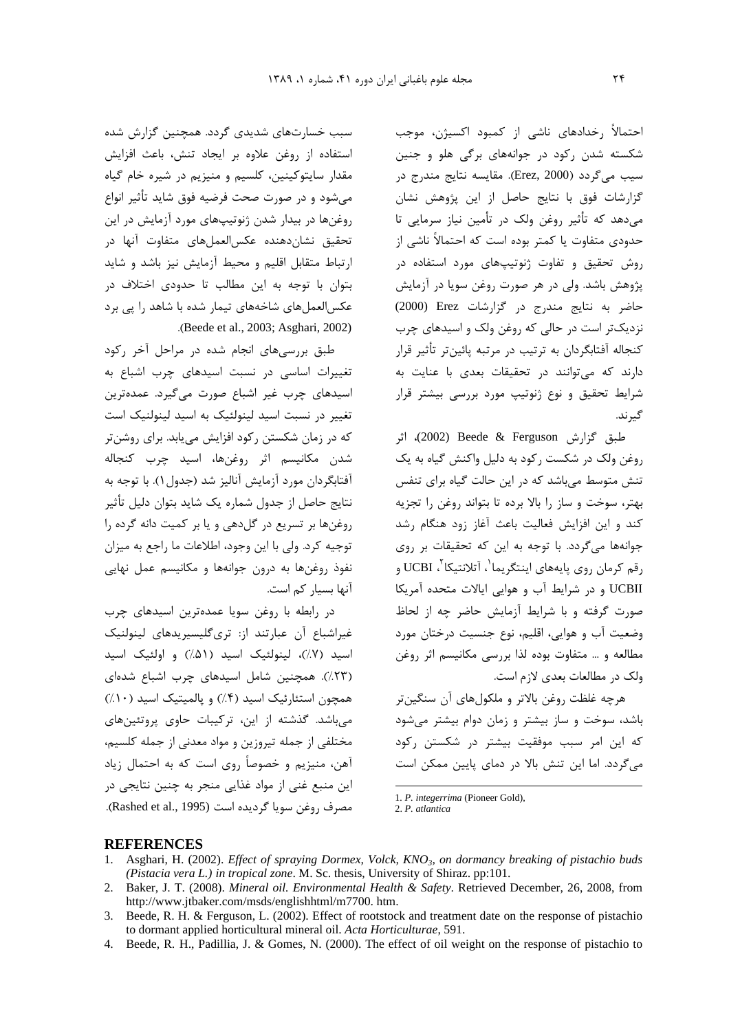احتمالاً رخدادهای ناشی از کمبود اکسیژن، موجب شکسته شدن رکود در جوانه‌های برگی هلو و جنین سیب می‌گردد (Erez, 2000). مقایسه نتایج مندرج در گزارشات فوق با نتایج حاصل از این پژوهش نشان می‌دهد که تأثیر روغن ولک در تأمین نیاز سرمایی تا حدودی متفاوت یا کمتر بوده است که احتمالاً ناشی از روش تحقیق و تفاوت ژنوتیپ‌های مورد استفاده در پژوهش باشد. ولی در هر صورت روغن سویا در آزمایش حاضر به نتایج مندرج در گزارشات Erez (2000) نزدیک‌تر است در حالی که روغن ولک و اسیدهای چرب کنجاله آفتابگردان به ترتیب در مرتبه پائین‌تر تأثیر قرار دارند که می‌توانند در تحقیقات بعدی با عنایت به شرایط تحقیق و نوع ژنوتیپ مورد بررسی بیشتر قرار گیرند.

طبق گزارش Beede & Ferguson (2002)، اثر روغن ولک در شکست رکود به دلیل واکنش گیاه به یک تنش متوسط می‌باشد که در این حالت گیاه برای تنفس بهتر، سوخت و ساز را بالا برده تا بتواند روغن را تجزیه کند و این افزایش فعالیت باعث آغاز زود هنگام رشد جوانه‌ها می‌گردد. با توجه به این که تحقیقات بر روی رقم کرمان روی پایه‌های اینتگریما[1]، آتلانتیکا[2]، UCBI و UCBII و در شرایط آب و هوایی ایالات متحده آمریکا صورت گرفته و با شرایط آزمایش حاضر چه از لحاظ وضعیت آب و هوایی، اقلیم، نوع جنسیت درختان مورد مطالعه و ... متفاوت بوده لذا بررسی مکانیسم اثر روغن ولک در مطالعات بعدی لازم است.

هرچه غلظت روغن بالاتر و ملکول‌های آن سنگین‌تر باشد، سوخت و ساز بیشتر و زمان دوام بیشتر می‌شود که این امر سبب موفقیت بیشتر در شکستن رکود می‌گردد. اما این تنش بالا در دمای پایین ممکن است سبب خسارت‌های شدیدی گردد. همچنین گزارش شده استفاده از روغن علاوه بر ایجاد تنش، باعث افزایش مقدار سایتوکینین، کلسیم و منیزیم در شیره خام گیاه می‌شود و در صورت صحت فرضیه فوق شاید تأثیر انواع روغن‌ها در بیدار شدن ژنوتیپ‌های مورد آزمایش در این تحقیق نشان‌دهنده عکس‌العمل‌های متفاوت آنها در ارتباط متقابل اقلیم و محیط آزمایش نیز باشد و شاید بتوان با توجه به این مطالب تا حدودی اختلاف در عکس‌العمل‌های شاخه‌های تیمار شده با شاهد را پی برد (Beede et al., 2003; Asghari, 2002).

طبق بررسی‌های انجام شده در مراحل آخر رکود تغییرات اساسی در نسبت اسیدهای چرب اشباع به اسیدهای چرب غیر اشباع صورت می‌گیرد. عمده‌ترین تغییر در نسبت اسید لینولئیک به اسید لینولنیک است که در زمان شکستن رکود افزایش می‌یابد. برای روشن‌تر شدن مکانیسم اثر روغن‌ها، اسید چرب کنجاله آفتابگردان مورد آزمایش آنالیز شد (جدول۱). با توجه به نتایج حاصل از جدول شماره یک شاید بتوان دلیل تأثیر روغن‌ها بر تسریع در گل‌دهی و یا بر کمیت دانه گرده را توجیه کرد. ولی با این وجود، اطلاعات ما راجع به میزان نفوذ روغن‌ها به درون جوانه‌ها و مکانیسم عمل نهایی آنها بسیار کم است.

در رابطه با روغن سویا عمده‌ترین اسیدهای چرب غیراشباع آن عبارتند از: تری‌گلیسیریدهای لینولنیک اسید (۷٪)، لینولئیک اسید (۵۱٪) و اولئیک اسید (۲۳٪). همچنین شامل اسیدهای چرب اشباع شده‌ای همچون استئاریک اسید (۴٪) و پالمیتیک اسید (۱۰٪) می‌باشد. گذشته از این، ترکیبات حاوی پروتئین‌های مختلفی از جمله تیروزین و مواد معدنی از جمله کلسیم، آهن، منیزیم و خصوصاً روی است که به احتمال زیاد این منبع غنی از مواد غذایی منجر به چنین نتایجی در مصرف روغن سویا گردیده است (Rashed et al., 1995).

1. *P. integerrima* (Pioneer Gold),
2. *P. atlantica*

## REFERENCES

1. Asghari, H. (2002). *Effect of spraying Dormex, Volck, $KNO_3$, on dormancy breaking of pistachio buds (Pistacia vera L.) in tropical zone*. M. Sc. thesis, University of Shiraz. pp:101.
2. Baker, J. T. (2008). *Mineral oil. Environmental Health & Safety*. Retrieved December, 26, 2008, from http://www.jtbaker.com/msds/englishhtml/m7700. htm.
3. Beede, R. H. & Ferguson, L. (2002). Effect of rootstock and treatment date on the response of pistachio to dormant applied horticultural mineral oil. *Acta Horticulturae*, 591.
4. Beede, R. H., Padillia, J. & Gomes, N. (2000). The effect of oil weight on the response of pistachio to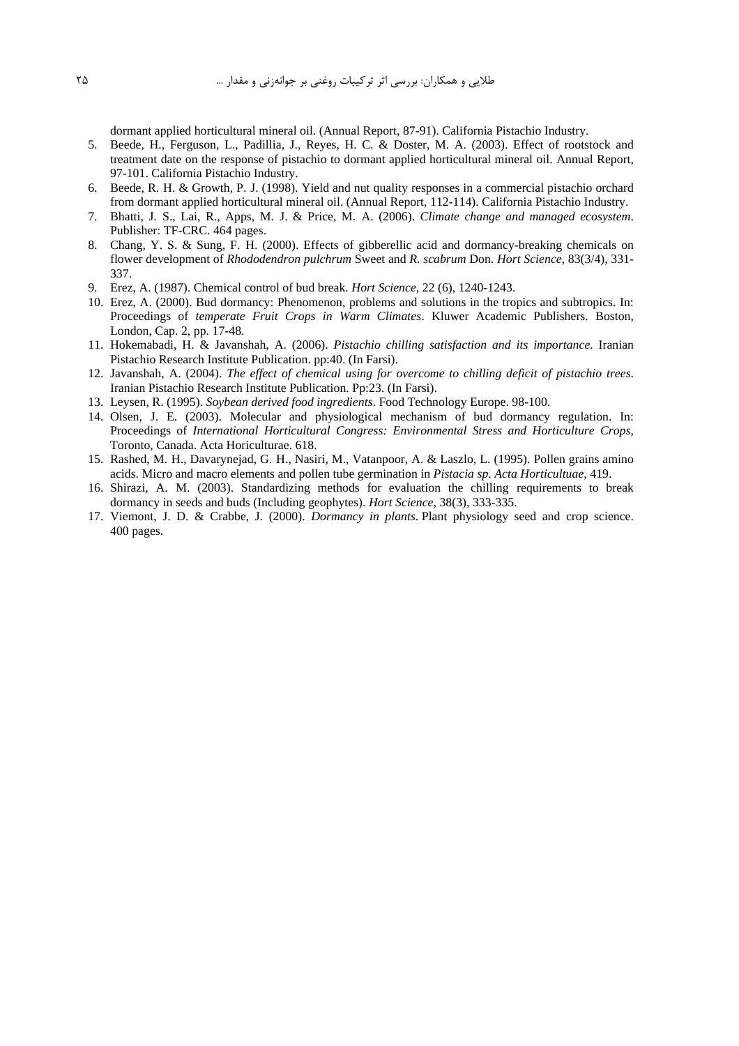dormant applied horticultural mineral oil. (Annual Report, 87-91). California Pistachio Industry.

5. Beede, H., Ferguson, L., Padillia, J., Reyes, H. C. & Doster, M. A. (2003). Effect of rootstock and treatment date on the response of pistachio to dormant applied horticultural mineral oil. Annual Report, 97-101. California Pistachio Industry.
6. Beede, R. H. & Growth, P. J. (1998). Yield and nut quality responses in a commercial pistachio orchard from dormant applied horticultural mineral oil. (Annual Report, 112-114). California Pistachio Industry.
7. Bhatti, J. S., Lai, R., Apps, M. J. & Price, M. A. (2006). *Climate change and managed ecosystem*. Publisher: TF-CRC. 464 pages.
8. Chang, Y. S. & Sung, F. H. (2000). Effects of gibberellic acid and dormancy-breaking chemicals on flower development of *Rhododendron pulchrum* Sweet and *R. scabrum* Don. *Hort Science*, 83(3/4), 331-337.
9. Erez, A. (1987). Chemical control of bud break. *Hort Science*, 22 (6), 1240-1243.
10. Erez, A. (2000). Bud dormancy: Phenomenon, problems and solutions in the tropics and subtropics. In: Proceedings of *temperate Fruit Crops in Warm Climates*. Kluwer Academic Publishers. Boston, London, Cap. 2, pp. 17-48.
11. Hokemabadi, H. & Javanshah, A. (2006). *Pistachio chilling satisfaction and its importance*. Iranian Pistachio Research Institute Publication. pp:40. (In Farsi).
12. Javanshah, A. (2004). *The effect of chemical using for overcome to chilling deficit of pistachio trees*. Iranian Pistachio Research Institute Publication. Pp:23. (In Farsi).
13. Leysen, R. (1995). *Soybean derived food ingredients*. Food Technology Europe. 98-100.
14. Olsen, J. E. (2003). Molecular and physiological mechanism of bud dormancy regulation. In: Proceedings of *International Horticultural Congress: Environmental Stress and Horticulture Crops*, Toronto, Canada. Acta Horiculturae. 618.
15. Rashed, M. H., Davarynejad, G. H., Nasiri, M., Vatanpoor, A. & Laszlo, L. (1995). Pollen grains amino acids. Micro and macro elements and pollen tube germination in *Pistacia sp*. *Acta Horticultuae*, 419.
16. Shirazi, A. M. (2003). Standardizing methods for evaluation the chilling requirements to break dormancy in seeds and buds (Including geophytes). *Hort Science*, 38(3), 333-335.
17. Viemont, J. D. & Crabbe, J. (2000). *Dormancy in plants*. Plant physiology seed and crop science. 400 pages.